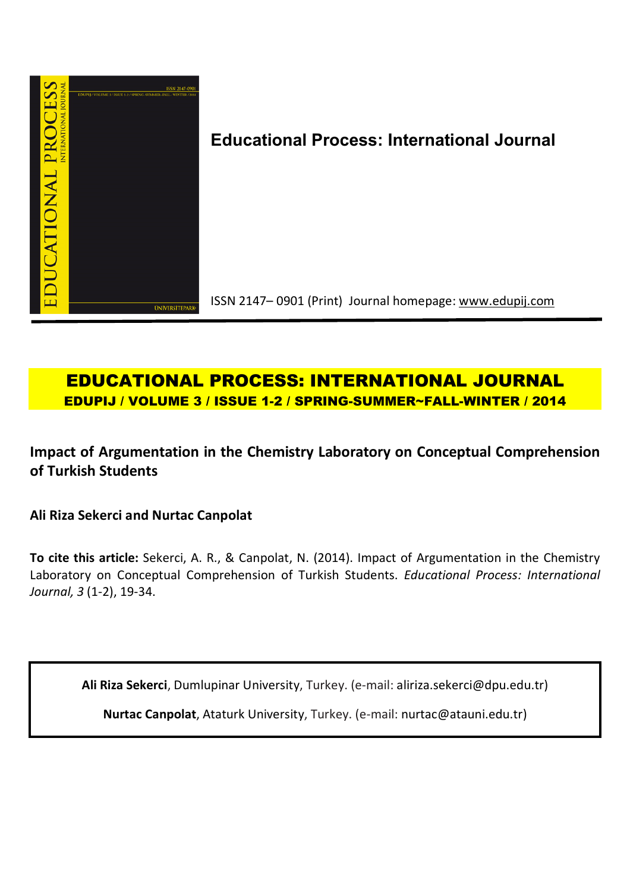# Educational Process: International Journal

ISSN 2147– 0901 (Print) Journal homepage: www.edupij.com

## EDUCATIONAL PROCESS: INTERNATIONAL JOURNAL

**EDUPIJ / VOLUME 3 / ISSUE 1-2 / SPRING-SUMMER~FALL-WINTER / 2014**

## Impact of Argumentation in the Chemistry Laboratory on Conceptual Comprehension of Turkish Students

**Ali Riza Sekerci and Nurtac Canpolat**

**To cite this article:** Sekerci, A. R., & Canpolat, N. (2014). Impact of Argumentation in the Chemistry Laboratory on Conceptual Comprehension of Turkish Students. *Educational Process: International Journal, 3* (1-2), 19-34.

**Ali Riza Sekerci**, Dumlupinar University, Turkey. (e-mail: aliriza.sekerci@dpu.edu.tr)

**Nurtac Canpolat**, Ataturk University, Turkey. (e-mail: nurtac@atauni.edu.tr)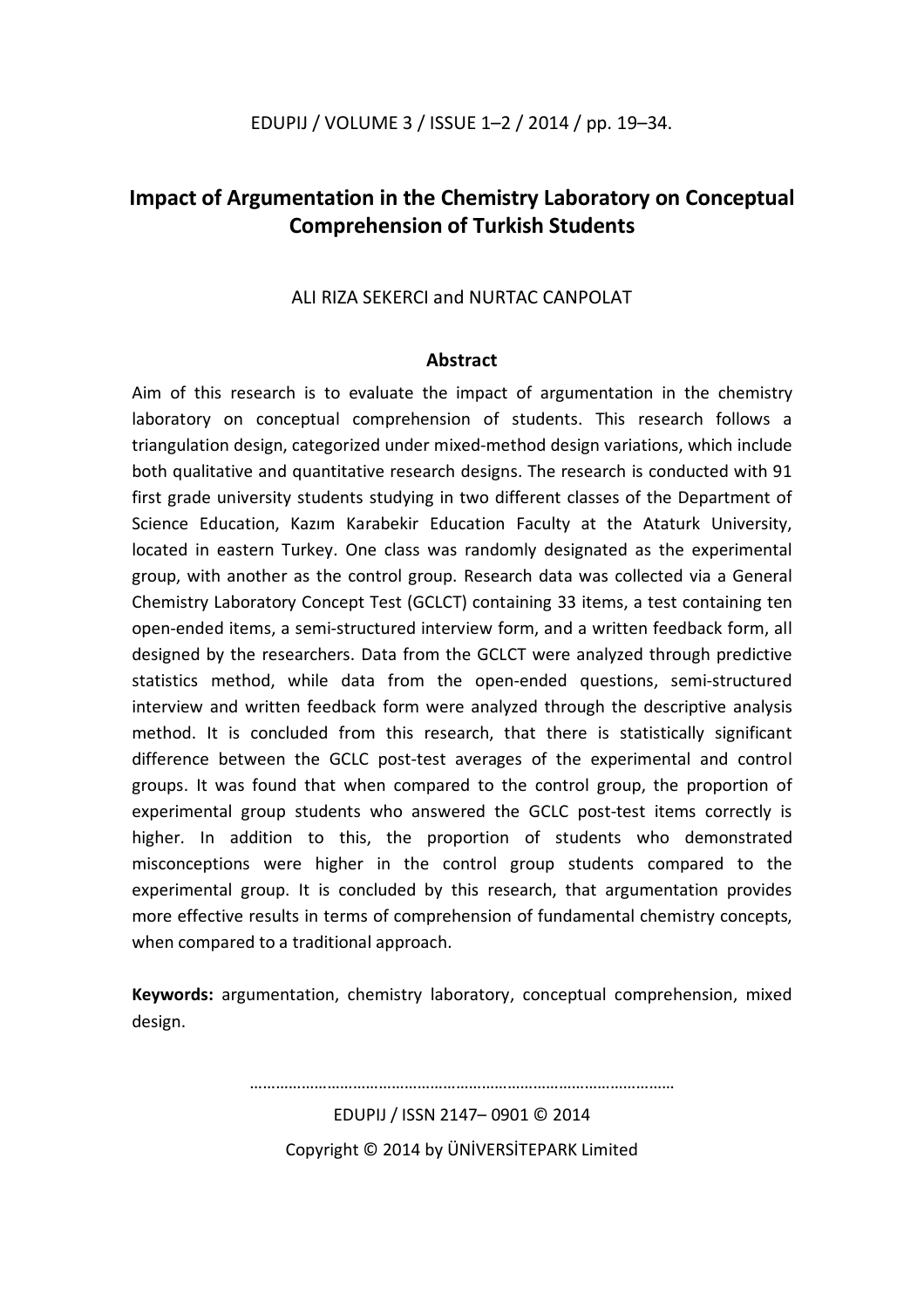# Impact of Argumentation in the Chemistry Laboratory on Conceptual Comprehension of Turkish Students

ALI RIZA SEKERCI and NURTAC CANPOLAT

## Abstract

Aim of this research is to evaluate the impact of argumentation in the chemistry laboratory on conceptual comprehension of students. This research follows a triangulation design, categorized under mixed-method design variations, which include both qualitative and quantitative research designs. The research is conducted with 91 first grade university students studying in two different classes of the Department of Science Education, Kazım Karabekir Education Faculty at the Ataturk University, located in eastern Turkey. One class was randomly designated as the experimental group, with another as the control group. Research data was collected via a General Chemistry Laboratory Concept Test (GCLCT) containing 33 items, a test containing ten open-ended items, a semi-structured interview form, and a written feedback form, all designed by the researchers. Data from the GCLCT were analyzed through predictive statistics method, while data from the open-ended questions, semi-structured interview and written feedback form were analyzed through the descriptive analysis method. It is concluded from this research, that there is statistically significant difference between the GCLC post-test averages of the experimental and control groups. It was found that when compared to the control group, the proportion of experimental group students who answered the GCLC post-test items correctly is higher. In addition to this, the proportion of students who demonstrated misconceptions were higher in the control group students compared to the experimental group. It is concluded by this research, that argumentation provides more effective results in terms of comprehension of fundamental chemistry concepts, when compared to a traditional approach.

**Keywords:** argumentation, chemistry laboratory, conceptual comprehension, mixed design.

EDUPIJ / ISSN 2147– 0901 © 2014

Copyright © 2014 by ÜNİVERSİTEPARK Limited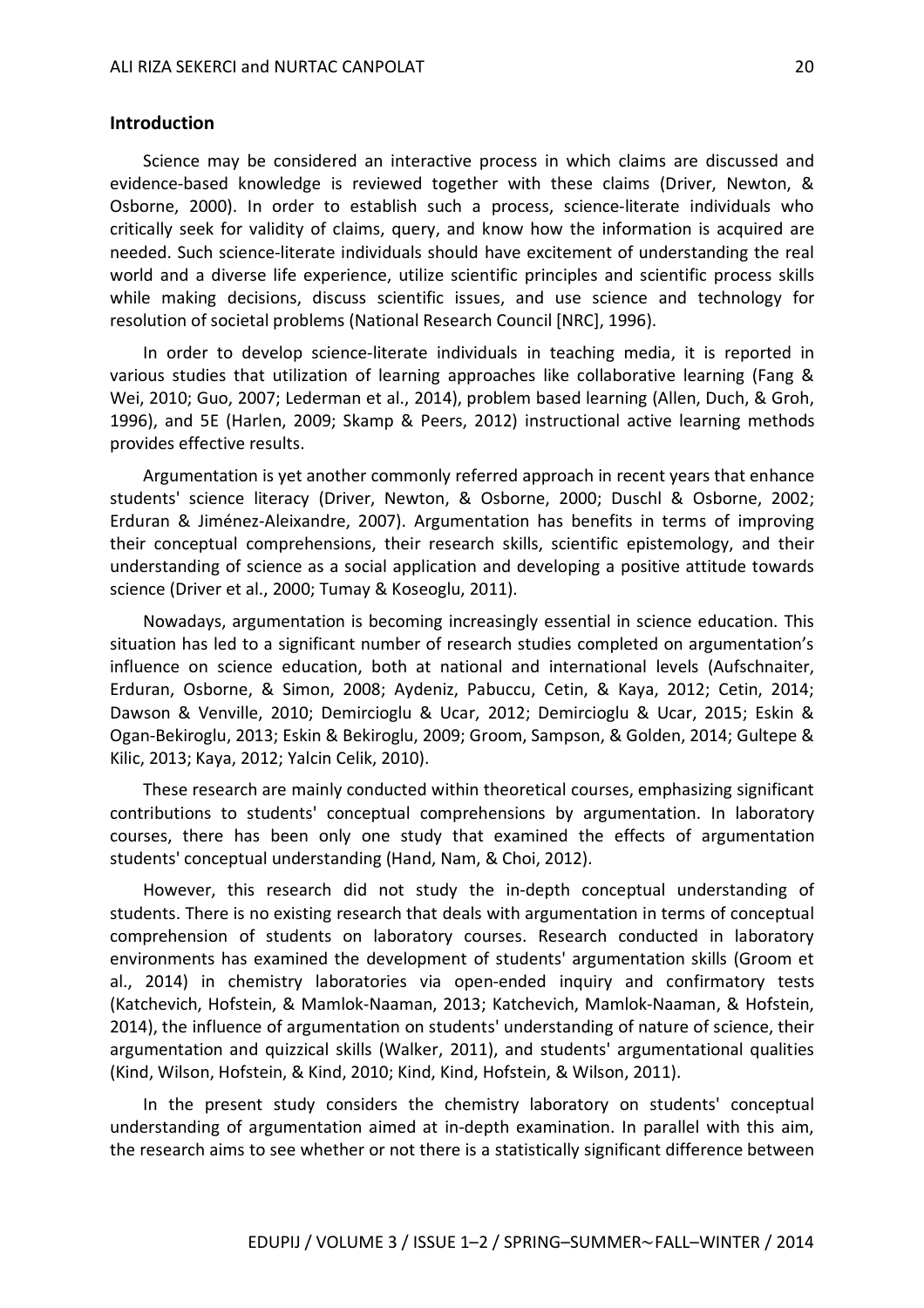## Introduction

Science may be considered an interactive process in which claims are discussed and evidence-based knowledge is reviewed together with these claims (Driver, Newton, & Osborne, 2000). In order to establish such a process, science-literate individuals who critically seek for validity of claims, query, and know how the information is acquired are needed. Such science-literate individuals should have excitement of understanding the real world and a diverse life experience, utilize scientific principles and scientific process skills while making decisions, discuss scientific issues, and use science and technology for resolution of societal problems (National Research Council [NRC], 1996).

In order to develop science-literate individuals in teaching media, it is reported in various studies that utilization of learning approaches like collaborative learning (Fang & Wei, 2010; Guo, 2007; Lederman et al., 2014), problem based learning (Allen, Duch, & Groh, 1996), and 5E (Harlen, 2009; Skamp & Peers, 2012) instructional active learning methods provides effective results.

Argumentation is yet another commonly referred approach in recent years that enhance students' science literacy (Driver, Newton, & Osborne, 2000; Duschl & Osborne, 2002; Erduran & Jiménez-Aleixandre, 2007). Argumentation has benefits in terms of improving their conceptual comprehensions, their research skills, scientific epistemology, and their understanding of science as a social application and developing a positive attitude towards science (Driver et al., 2000; Tumay & Koseoglu, 2011).

Nowadays, argumentation is becoming increasingly essential in science education. This situation has led to a significant number of research studies completed on argumentation's influence on science education, both at national and international levels (Aufschnaiter, Erduran, Osborne, & Simon, 2008; Aydeniz, Pabuccu, Cetin, & Kaya, 2012; Cetin, 2014; Dawson & Venville, 2010; Demircioglu & Ucar, 2012; Demircioglu & Ucar, 2015; Eskin & Ogan-Bekiroglu, 2013; Eskin & Bekiroglu, 2009; Groom, Sampson, & Golden, 2014; Gultepe & Kilic, 2013; Kaya, 2012; Yalcin Celik, 2010).

These research are mainly conducted within theoretical courses, emphasizing significant contributions to students' conceptual comprehensions by argumentation. In laboratory courses, there has been only one study that examined the effects of argumentation students' conceptual understanding (Hand, Nam, & Choi, 2012).

However, this research did not study the in-depth conceptual understanding of students. There is no existing research that deals with argumentation in terms of conceptual comprehension of students on laboratory courses. Research conducted in laboratory environments has examined the development of students' argumentation skills (Groom et al., 2014) in chemistry laboratories via open-ended inquiry and confirmatory tests (Katchevich, Hofstein, & Mamlok-Naaman, 2013; Katchevich, Mamlok-Naaman, & Hofstein, 2014), the influence of argumentation on students' understanding of nature of science, their argumentation and quizzical skills (Walker, 2011), and students' argumentational qualities (Kind, Wilson, Hofstein, & Kind, 2010; Kind, Kind, Hofstein, & Wilson, 2011).

In the present study considers the chemistry laboratory on students' conceptual understanding of argumentation aimed at in-depth examination. In parallel with this aim, the research aims to see whether or not there is a statistically significant difference between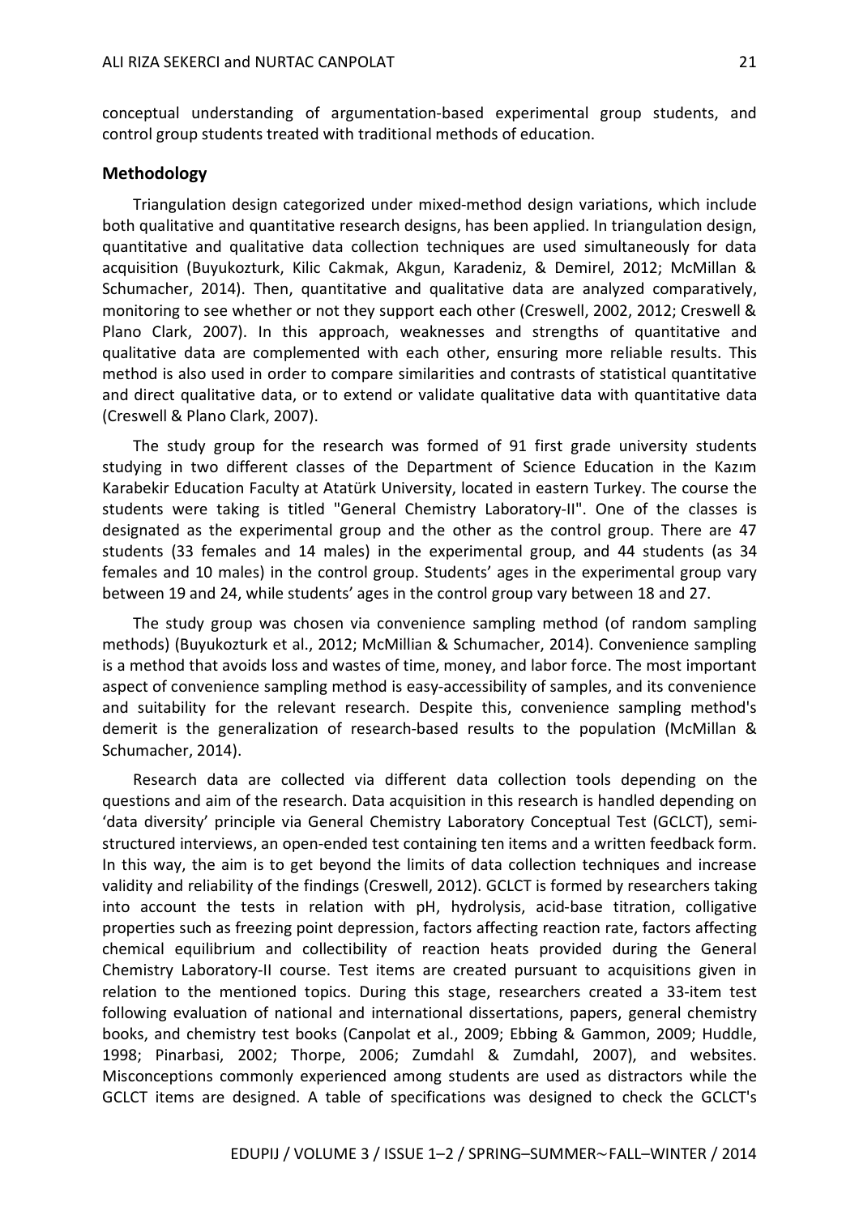conceptual understanding of argumentation-based experimental group students, and control group students treated with traditional methods of education.

## Methodology

Triangulation design categorized under mixed-method design variations, which include both qualitative and quantitative research designs, has been applied. In triangulation design, quantitative and qualitative data collection techniques are used simultaneously for data acquisition (Buyukozturk, Kilic Cakmak, Akgun, Karadeniz, & Demirel, 2012; McMillan & Schumacher, 2014). Then, quantitative and qualitative data are analyzed comparatively, monitoring to see whether or not they support each other (Creswell, 2002, 2012; Creswell & Plano Clark, 2007). In this approach, weaknesses and strengths of quantitative and qualitative data are complemented with each other, ensuring more reliable results. This method is also used in order to compare similarities and contrasts of statistical quantitative and direct qualitative data, or to extend or validate qualitative data with quantitative data (Creswell & Plano Clark, 2007).

The study group for the research was formed of 91 first grade university students studying in two different classes of the Department of Science Education in the Kazım Karabekir Education Faculty at Atatürk University, located in eastern Turkey. The course the students were taking is titled "General Chemistry Laboratory-II". One of the classes is designated as the experimental group and the other as the control group. There are 47 students (33 females and 14 males) in the experimental group, and 44 students (as 34 females and 10 males) in the control group. Students' ages in the experimental group vary between 19 and 24, while students' ages in the control group vary between 18 and 27.

The study group was chosen via convenience sampling method (of random sampling methods) (Buyukozturk et al., 2012; McMillian & Schumacher, 2014). Convenience sampling is a method that avoids loss and wastes of time, money, and labor force. The most important aspect of convenience sampling method is easy-accessibility of samples, and its convenience and suitability for the relevant research. Despite this, convenience sampling method's demerit is the generalization of research-based results to the population (McMillan & Schumacher, 2014).

Research data are collected via different data collection tools depending on the questions and aim of the research. Data acquisition in this research is handled depending on 'data diversity' principle via General Chemistry Laboratory Conceptual Test (GCLCT), semi-structured interviews, an open-ended test containing ten items and a written feedback form. In this way, the aim is to get beyond the limits of data collection techniques and increase validity and reliability of the findings (Creswell, 2012). GCLCT is formed by researchers taking into account the tests in relation with pH, hydrolysis, acid-base titration, colligative properties such as freezing point depression, factors affecting reaction rate, factors affecting chemical equilibrium and collectibility of reaction heats provided during the General Chemistry Laboratory-II course. Test items are created pursuant to acquisitions given in relation to the mentioned topics. During this stage, researchers created a 33-item test following evaluation of national and international dissertations, papers, general chemistry books, and chemistry test books (Canpolat et al., 2009; Ebbing & Gammon, 2009; Huddle, 1998; Pinarbasi, 2002; Thorpe, 2006; Zumdahl & Zumdahl, 2007), and websites. Misconceptions commonly experienced among students are used as distractors while the GCLCT items are designed. A table of specifications was designed to check the GCLCT's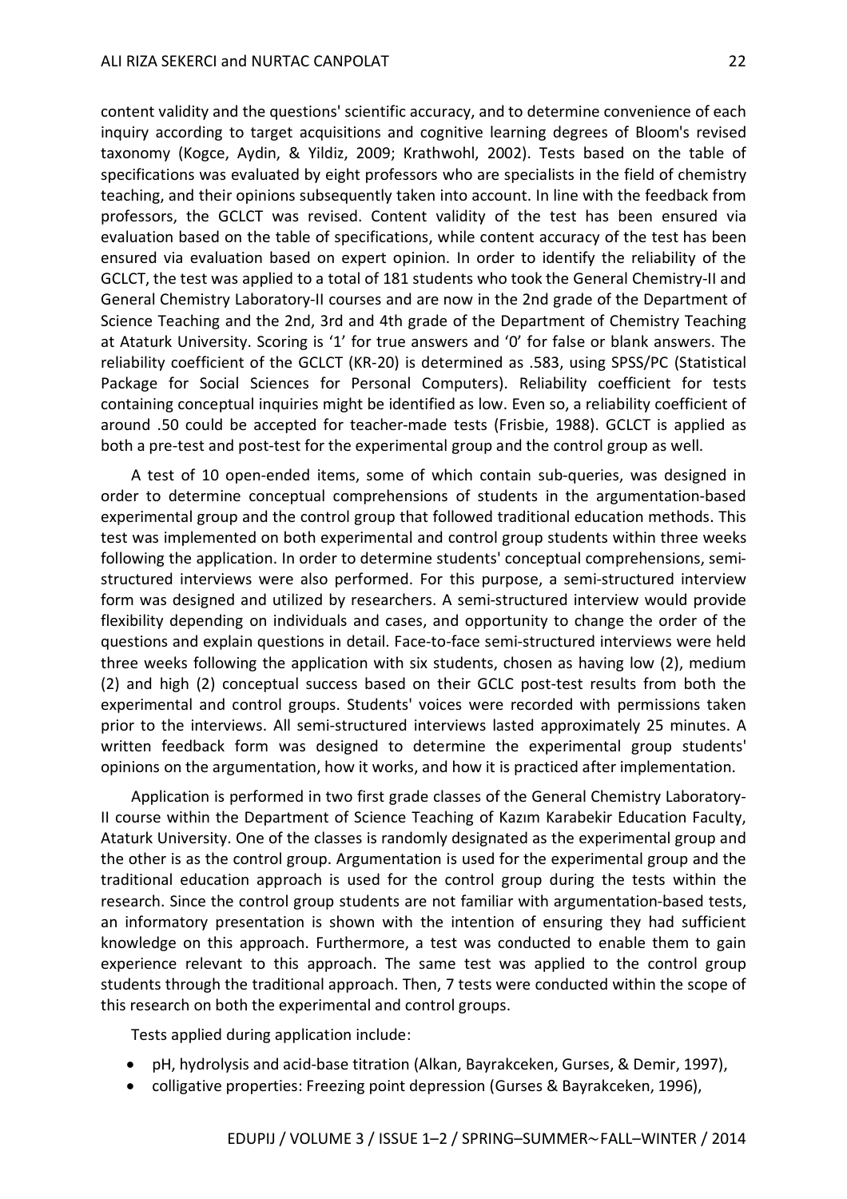content validity and the questions' scientific accuracy, and to determine convenience of each inquiry according to target acquisitions and cognitive learning degrees of Bloom's revised taxonomy (Kogce, Aydin, & Yildiz, 2009; Krathwohl, 2002). Tests based on the table of specifications was evaluated by eight professors who are specialists in the field of chemistry teaching, and their opinions subsequently taken into account. In line with the feedback from professors, the GCLCT was revised. Content validity of the test has been ensured via evaluation based on the table of specifications, while content accuracy of the test has been ensured via evaluation based on expert opinion. In order to identify the reliability of the GCLCT, the test was applied to a total of 181 students who took the General Chemistry-II and General Chemistry Laboratory-II courses and are now in the 2nd grade of the Department of Science Teaching and the 2nd, 3rd and 4th grade of the Department of Chemistry Teaching at Ataturk University. Scoring is '1' for true answers and '0' for false or blank answers. The reliability coefficient of the GCLCT (KR-20) is determined as .583, using SPSS/PC (Statistical Package for Social Sciences for Personal Computers). Reliability coefficient for tests containing conceptual inquiries might be identified as low. Even so, a reliability coefficient of around .50 could be accepted for teacher-made tests (Frisbie, 1988). GCLCT is applied as both a pre-test and post-test for the experimental group and the control group as well.

A test of 10 open-ended items, some of which contain sub-queries, was designed in order to determine conceptual comprehensions of students in the argumentation-based experimental group and the control group that followed traditional education methods. This test was implemented on both experimental and control group students within three weeks following the application. In order to determine students' conceptual comprehensions, semi-structured interviews were also performed. For this purpose, a semi-structured interview form was designed and utilized by researchers. A semi-structured interview would provide flexibility depending on individuals and cases, and opportunity to change the order of the questions and explain questions in detail. Face-to-face semi-structured interviews were held three weeks following the application with six students, chosen as having low (2), medium (2) and high (2) conceptual success based on their GCLC post-test results from both the experimental and control groups. Students' voices were recorded with permissions taken prior to the interviews. All semi-structured interviews lasted approximately 25 minutes. A written feedback form was designed to determine the experimental group students' opinions on the argumentation, how it works, and how it is practiced after implementation.

Application is performed in two first grade classes of the General Chemistry Laboratory-II course within the Department of Science Teaching of Kazım Karabekir Education Faculty, Ataturk University. One of the classes is randomly designated as the experimental group and the other is as the control group. Argumentation is used for the experimental group and the traditional education approach is used for the control group during the tests within the research. Since the control group students are not familiar with argumentation-based tests, an informatory presentation is shown with the intention of ensuring they had sufficient knowledge on this approach. Furthermore, a test was conducted to enable them to gain experience relevant to this approach. The same test was applied to the control group students through the traditional approach. Then, 7 tests were conducted within the scope of this research on both the experimental and control groups.

Tests applied during application include:

- pH, hydrolysis and acid-base titration (Alkan, Bayrakceken, Gurses, & Demir, 1997),
- colligative properties: Freezing point depression (Gurses & Bayrakceken, 1996),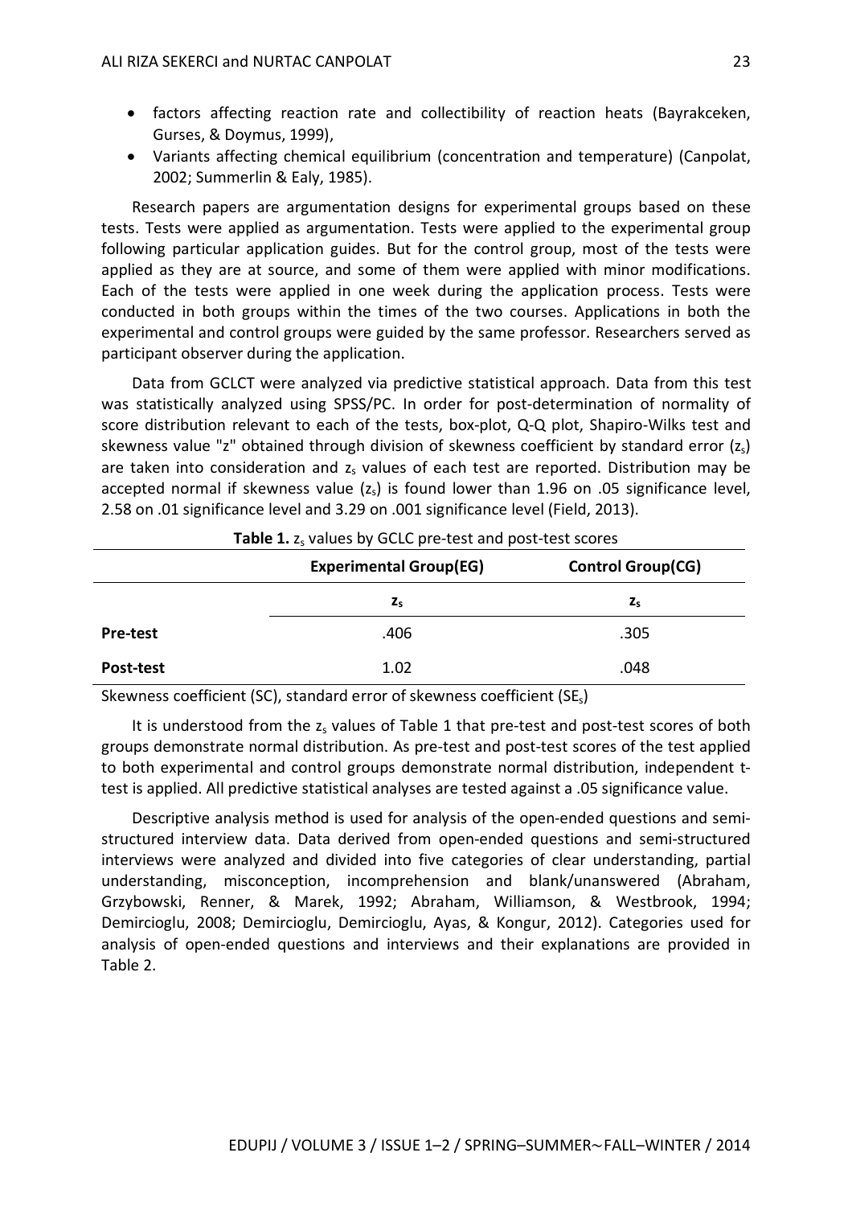- factors affecting reaction rate and collectibility of reaction heats (Bayrakceken, Gurses, & Doymus, 1999),
- Variants affecting chemical equilibrium (concentration and temperature) (Canpolat, 2002; Summerlin & Ealy, 1985).

Research papers are argumentation designs for experimental groups based on these tests. Tests were applied as argumentation. Tests were applied to the experimental group following particular application guides. But for the control group, most of the tests were applied as they are at source, and some of them were applied with minor modifications. Each of the tests were applied in one week during the application process. Tests were conducted in both groups within the times of the two courses. Applications in both the experimental and control groups were guided by the same professor. Researchers served as participant observer during the application.

Data from GCLCT were analyzed via predictive statistical approach. Data from this test was statistically analyzed using SPSS/PC. In order for post-determination of normality of score distribution relevant to each of the tests, box-plot, Q-Q plot, Shapiro-Wilks test and skewness value "z" obtained through division of skewness coefficient by standard error ($z_s$) are taken into consideration and $z_s$ values of each test are reported. Distribution may be accepted normal if skewness value ($z_s$) is found lower than 1.96 on .05 significance level, 2.58 on .01 significance level and 3.29 on .001 significance level (Field, 2013).

**Table 1.** $z_s$ values by GCLC pre-test and post-test scores

| | **Experimental Group(EG)** | **Control Group(CG)** |
|---|---|---|
| | $z_s$ | $z_s$ |
| **Pre-test** | .406 | .305 |
| **Post-test** | 1.02 | .048 |

Skewness coefficient (SC), standard error of skewness coefficient ($SE_s$)

It is understood from the $z_s$ values of Table 1 that pre-test and post-test scores of both groups demonstrate normal distribution. As pre-test and post-test scores of the test applied to both experimental and control groups demonstrate normal distribution, independent t-test is applied. All predictive statistical analyses are tested against a .05 significance value.

Descriptive analysis method is used for analysis of the open-ended questions and semi-structured interview data. Data derived from open-ended questions and semi-structured interviews were analyzed and divided into five categories of clear understanding, partial understanding, misconception, incomprehension and blank/unanswered (Abraham, Grzybowski, Renner, & Marek, 1992; Abraham, Williamson, & Westbrook, 1994; Demircioglu, 2008; Demircioglu, Demircioglu, Ayas, & Kongur, 2012). Categories used for analysis of open-ended questions and interviews and their explanations are provided in Table 2.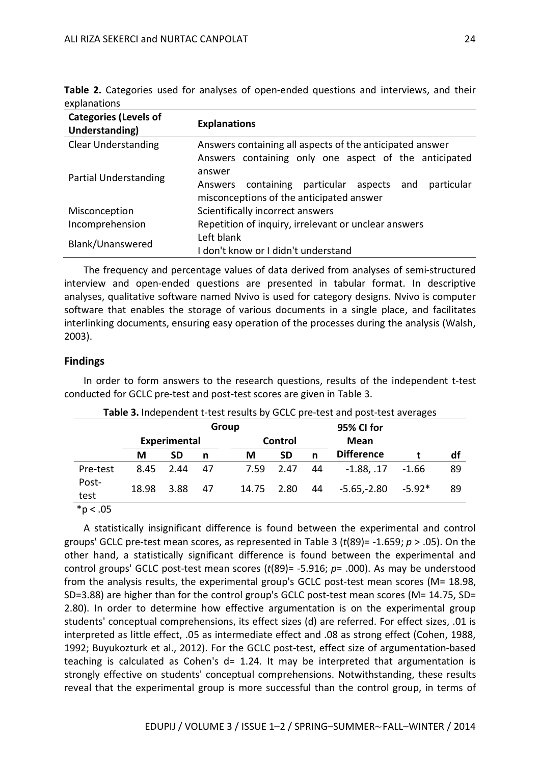**Table 2.** Categories used for analyses of open-ended questions and interviews, and their explanations

| Categories (Levels of Understanding) | Explanations |
|---|---|
| Clear Understanding | Answers containing all aspects of the anticipated answer |
| Partial Understanding | Answers containing only one aspect of the anticipated answer<br>Answers containing particular aspects and particular misconceptions of the anticipated answer |
| Misconception | Scientifically incorrect answers |
| Incomprehension | Repetition of inquiry, irrelevant or unclear answers |
| Blank/Unanswered | Left blank<br>I don't know or I didn't understand |

The frequency and percentage values of data derived from analyses of semi-structured interview and open-ended questions are presented in tabular format. In descriptive analyses, qualitative software named Nvivo is used for category designs. Nvivo is computer software that enables the storage of various documents in a single place, and facilitates interlinking documents, ensuring easy operation of the processes during the analysis (Walsh, 2003).

## Findings

In order to form answers to the research questions, results of the independent t-test conducted for GCLC pre-test and post-test scores are given in Table 3.

**Table 3.** Independent t-test results by GCLC pre-test and post-test averages

| | Group | | | | | | 95% CI for Mean Difference | t | df |
|---|---|---|---|---|---|---|---|---|---|
| | Experimental | | | Control | | | | | |
| | M | SD | n | M | SD | n | | | |
| Pre-test | 8.45 | 2.44 | 47 | 7.59 | 2.47 | 44 | -1.88, .17 | -1.66 | 89 |
| Post-test | 18.98 | 3.88 | 47 | 14.75 | 2.80 | 44 | -5.65,-2.80 | -5.92* | 89 |

*p < .05

A statistically insignificant difference is found between the experimental and control groups' GCLC pre-test mean scores, as represented in Table 3 ($t(89)= -1.659$; $p > .05$). On the other hand, a statistically significant difference is found between the experimental and control groups' GCLC post-test mean scores ($t(89)= -5.916$; $p= .000$). As may be understood from the analysis results, the experimental group's GCLC post-test mean scores (M= 18.98, SD=3.88) are higher than for the control group's GCLC post-test mean scores (M= 14.75, SD= 2.80). In order to determine how effective argumentation is on the experimental group students' conceptual comprehensions, its effect sizes (d) are referred. For effect sizes, .01 is interpreted as little effect, .05 as intermediate effect and .08 as strong effect (Cohen, 1988, 1992; Buyukozturk et al., 2012). For the GCLC post-test, effect size of argumentation-based teaching is calculated as Cohen's d= 1.24. It may be interpreted that argumentation is strongly effective on students' conceptual comprehensions. Notwithstanding, these results reveal that the experimental group is more successful than the control group, in terms of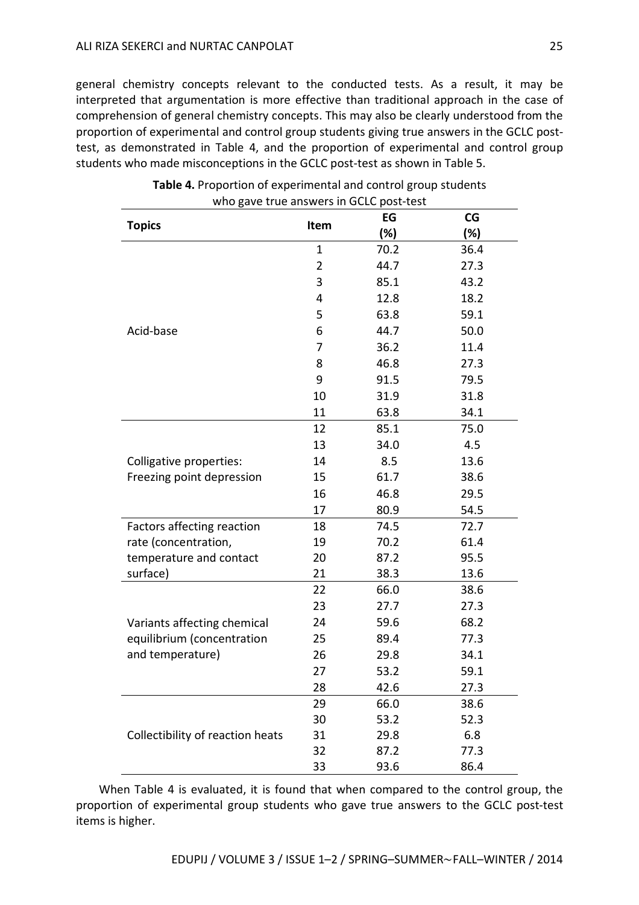general chemistry concepts relevant to the conducted tests. As a result, it may be interpreted that argumentation is more effective than traditional approach in the case of comprehension of general chemistry concepts. This may also be clearly understood from the proportion of experimental and control group students giving true answers in the GCLC post-test, as demonstrated in Table 4, and the proportion of experimental and control group students who made misconceptions in the GCLC post-test as shown in Table 5.

**Table 4.** Proportion of experimental and control group students who gave true answers in GCLC post-test

| Topics | Item | EG (%) | CG (%) |
|---|---|---|---|
| Acid-base | 1 | 70.2 | 36.4 |
| | 2 | 44.7 | 27.3 |
| | 3 | 85.1 | 43.2 |
| | 4 | 12.8 | 18.2 |
| | 5 | 63.8 | 59.1 |
| | 6 | 44.7 | 50.0 |
| | 7 | 36.2 | 11.4 |
| | 8 | 46.8 | 27.3 |
| | 9 | 91.5 | 79.5 |
| | 10 | 31.9 | 31.8 |
| | 11 | 63.8 | 34.1 |
| Colligative properties: Freezing point depression | 12 | 85.1 | 75.0 |
| | 13 | 34.0 | 4.5 |
| | 14 | 8.5 | 13.6 |
| | 15 | 61.7 | 38.6 |
| | 16 | 46.8 | 29.5 |
| | 17 | 80.9 | 54.5 |
| Factors affecting reaction rate (concentration, temperature and contact surface) | 18 | 74.5 | 72.7 |
| | 19 | 70.2 | 61.4 |
| | 20 | 87.2 | 95.5 |
| | 21 | 38.3 | 13.6 |
| Variants affecting chemical equilibrium (concentration and temperature) | 22 | 66.0 | 38.6 |
| | 23 | 27.7 | 27.3 |
| | 24 | 59.6 | 68.2 |
| | 25 | 89.4 | 77.3 |
| | 26 | 29.8 | 34.1 |
| | 27 | 53.2 | 59.1 |
| | 28 | 42.6 | 27.3 |
| Collectibility of reaction heats | 29 | 66.0 | 38.6 |
| | 30 | 53.2 | 52.3 |
| | 31 | 29.8 | 6.8 |
| | 32 | 87.2 | 77.3 |
| | 33 | 93.6 | 86.4 |

When Table 4 is evaluated, it is found that when compared to the control group, the proportion of experimental group students who gave true answers to the GCLC post-test items is higher.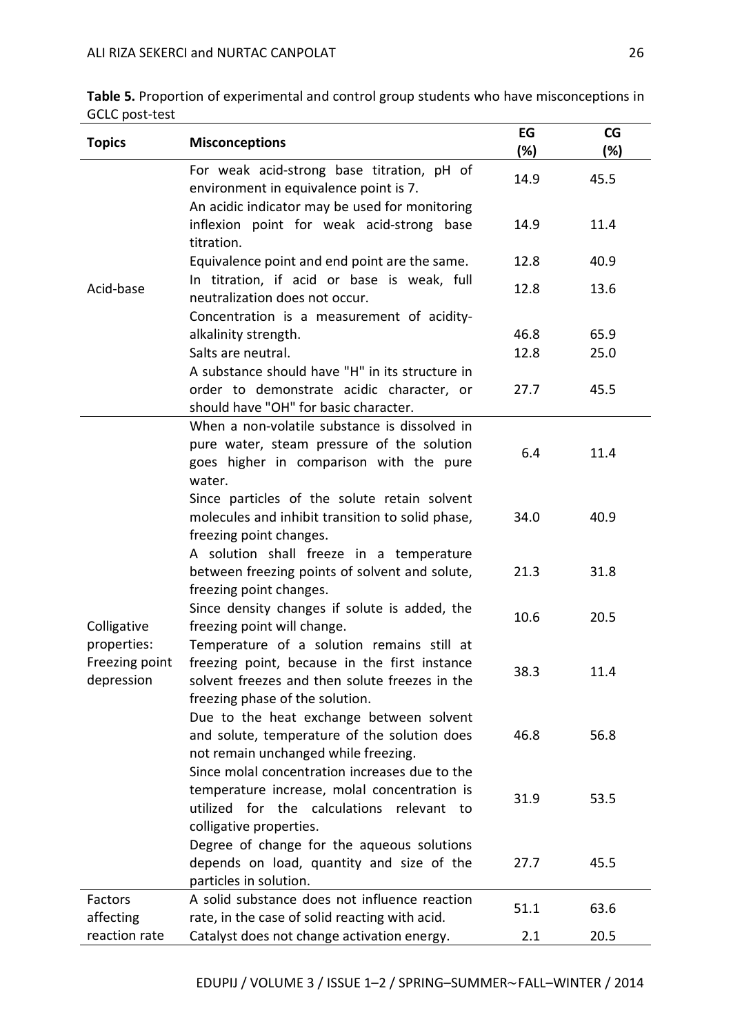**Table 5.** Proportion of experimental and control group students who have misconceptions in GCLC post-test

| Topics | Misconceptions | EG (%) | CG (%) |
|---|---|---|---|
| Acid-base | For weak acid-strong base titration, pH of environment in equivalence point is 7. | 14.9 | 45.5 |
| | An acidic indicator may be used for monitoring inflexion point for weak acid-strong base titration. | 14.9 | 11.4 |
| | Equivalence point and end point are the same. | 12.8 | 40.9 |
| | In titration, if acid or base is weak, full neutralization does not occur. | 12.8 | 13.6 |
| | Concentration is a measurement of acidity-alkalinity strength. | 46.8 | 65.9 |
| | Salts are neutral. | 12.8 | 25.0 |
| | A substance should have "H" in its structure in order to demonstrate acidic character, or should have "OH" for basic character. | 27.7 | 45.5 |
| Colligative properties: Freezing point depression | When a non-volatile substance is dissolved in pure water, steam pressure of the solution goes higher in comparison with the pure water. | 6.4 | 11.4 |
| | Since particles of the solute retain solvent molecules and inhibit transition to solid phase, freezing point changes. | 34.0 | 40.9 |
| | A solution shall freeze in a temperature between freezing points of solvent and solute, freezing point changes. | 21.3 | 31.8 |
| | Since density changes if solute is added, the freezing point will change. | 10.6 | 20.5 |
| | Temperature of a solution remains still at freezing point, because in the first instance solvent freezes and then solute freezes in the freezing phase of the solution. | 38.3 | 11.4 |
| | Due to the heat exchange between solvent and solute, temperature of the solution does not remain unchanged while freezing. | 46.8 | 56.8 |
| | Since molal concentration increases due to the temperature increase, molal concentration is utilized for the calculations relevant to colligative properties. | 31.9 | 53.5 |
| | Degree of change for the aqueous solutions depends on load, quantity and size of the particles in solution. | 27.7 | 45.5 |
| Factors affecting reaction rate | A solid substance does not influence reaction rate, in the case of solid reacting with acid. | 51.1 | 63.6 |
| | Catalyst does not change activation energy. | 2.1 | 20.5 |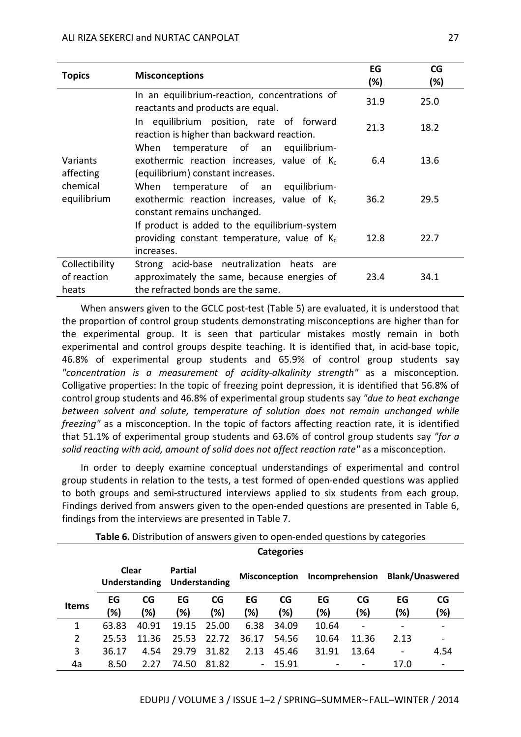| Topics | Misconceptions | EG (%) | CG (%) |
|---|---|---|---|
| Variants affecting chemical equilibrium | In an equilibrium-reaction, concentrations of reactants and products are equal. | 31.9 | 25.0 |
| | In equilibrium position, rate of forward reaction is higher than backward reaction. | 21.3 | 18.2 |
| | When temperature of an equilibrium-exothermic reaction increases, value of $K_c$ (equilibrium) constant increases. | 6.4 | 13.6 |
| | When temperature of an equilibrium-exothermic reaction increases, value of $K_c$ constant remains unchanged. | 36.2 | 29.5 |
| | If product is added to the equilibrium-system providing constant temperature, value of $K_c$ increases. | 12.8 | 22.7 |
| Collectibility of reaction heats | Strong acid-base neutralization heats are approximately the same, because energies of the refracted bonds are the same. | 23.4 | 34.1 |

When answers given to the GCLC post-test (Table 5) are evaluated, it is understood that the proportion of control group students demonstrating misconceptions are higher than for the experimental group. It is seen that particular mistakes mostly remain in both experimental and control groups despite teaching. It is identified that, in acid-base topic, 46.8% of experimental group students and 65.9% of control group students say *"concentration is a measurement of acidity-alkalinity strength"* as a misconception. Colligative properties: In the topic of freezing point depression, it is identified that 56.8% of control group students and 46.8% of experimental group students say *"due to heat exchange between solvent and solute, temperature of solution does not remain unchanged while freezing"* as a misconception. In the topic of factors affecting reaction rate, it is identified that 51.1% of experimental group students and 63.6% of control group students say *"for a solid reacting with acid, amount of solid does not affect reaction rate"* as a misconception.

In order to deeply examine conceptual understandings of experimental and control group students in relation to the tests, a test formed of open-ended questions was applied to both groups and semi-structured interviews applied to six students from each group. Findings derived from answers given to the open-ended questions are presented in Table 6, findings from the interviews are presented in Table 7.

**Table 6.** Distribution of answers given to open-ended questions by categories

| Items | Clear Understanding | | Partial Understanding | | Misconception | | Incomprehension | | Blank/Unaswered | |
|---|---|---|---|---|---|---|---|---|---|---|
| | EG (%) | CG (%) | EG (%) | CG (%) | EG (%) | CG (%) | EG (%) | CG (%) | EG (%) | CG (%) |
| 1 | 63.83 | 40.91 | 19.15 | 25.00 | 6.38 | 34.09 | 10.64 | - | - | - |
| 2 | 25.53 | 11.36 | 25.53 | 22.72 | 36.17 | 54.56 | 10.64 | 11.36 | 2.13 | - |
| 3 | 36.17 | 4.54 | 29.79 | 31.82 | 2.13 | 45.46 | 31.91 | 13.64 | - | 4.54 |
| 4a | 8.50 | 2.27 | 74.50 | 81.82 | - | 15.91 | - | - | 17.0 | - |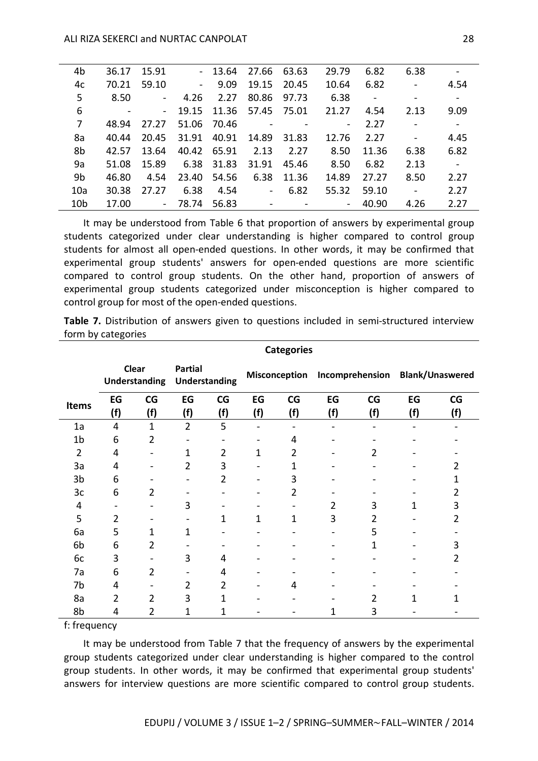| | | | | | | | | | | |
|---|---|---|---|---|---|---|---|---|---|---|
| 4b | 36.17 | 15.91 | - | 13.64 | 27.66 | 63.63 | 29.79 | 6.82 | 6.38 | - |
| 4c | 70.21 | 59.10 | - | 9.09 | 19.15 | 20.45 | 10.64 | 6.82 | - | 4.54 |
| 5 | 8.50 | - | 4.26 | 2.27 | 80.86 | 97.73 | 6.38 | - | - | - |
| 6 | - | - | 19.15 | 11.36 | 57.45 | 75.01 | 21.27 | 4.54 | 2.13 | 9.09 |
| 7 | 48.94 | 27.27 | 51.06 | 70.46 | - | - | - | 2.27 | - | - |
| 8a | 40.44 | 20.45 | 31.91 | 40.91 | 14.89 | 31.83 | 12.76 | 2.27 | - | 4.45 |
| 8b | 42.57 | 13.64 | 40.42 | 65.91 | 2.13 | 2.27 | 8.50 | 11.36 | 6.38 | 6.82 |
| 9a | 51.08 | 15.89 | 6.38 | 31.83 | 31.91 | 45.46 | 8.50 | 6.82 | 2.13 | - |
| 9b | 46.80 | 4.54 | 23.40 | 54.56 | 6.38 | 11.36 | 14.89 | 27.27 | 8.50 | 2.27 |
| 10a | 30.38 | 27.27 | 6.38 | 4.54 | - | 6.82 | 55.32 | 59.10 | - | 2.27 |
| 10b | 17.00 | - | 78.74 | 56.83 | - | - | - | 40.90 | 4.26 | 2.27 |

It may be understood from Table 6 that proportion of answers by experimental group students categorized under clear understanding is higher compared to control group students for almost all open-ended questions. In other words, it may be confirmed that experimental group students' answers for open-ended questions are more scientific compared to control group students. On the other hand, proportion of answers of experimental group students categorized under misconception is higher compared to control group for most of the open-ended questions.

**Table 7.** Distribution of answers given to questions included in semi-structured interview form by categories

| | Categories | | | | | | | | | |
|---|---|---|---|---|---|---|---|---|---|---|
| | Clear Understanding | | Partial Understanding | | Misconception | | Incomprehension | | Blank/Unaswered | |
| Items | EG (f) | CG (f) | EG (f) | CG (f) | EG (f) | CG (f) | EG (f) | CG (f) | EG (f) | CG (f) |
| 1a | 4 | 1 | 2 | 5 | - | - | - | - | - | - |
| 1b | 6 | 2 | - | - | - | 4 | - | - | - | - |
| 2 | 4 | - | 1 | 2 | 1 | 2 | - | 2 | - | - |
| 3a | 4 | - | 2 | 3 | - | 1 | - | - | - | 2 |
| 3b | 6 | - | - | 2 | - | 3 | - | - | - | 1 |
| 3c | 6 | 2 | - | - | - | 2 | - | - | - | 2 |
| 4 | - | - | 3 | - | - | - | 2 | 3 | 1 | 3 |
| 5 | 2 | - | - | 1 | 1 | 1 | 3 | 2 | - | 2 |
| 6a | 5 | 1 | 1 | - | - | - | - | 5 | - | - |
| 6b | 6 | 2 | - | - | - | - | - | 1 | - | 3 |
| 6c | 3 | - | 3 | 4 | - | - | - | - | - | 2 |
| 7a | 6 | 2 | - | 4 | - | - | - | - | - | - |
| 7b | 4 | - | 2 | 2 | - | 4 | - | - | - | - |
| 8a | 2 | 2 | 3 | 1 | - | - | - | 2 | 1 | 1 |
| 8b | 4 | 2 | 1 | 1 | - | - | 1 | 3 | - | - |

f: frequency

It may be understood from Table 7 that the frequency of answers by the experimental group students categorized under clear understanding is higher compared to the control group students. In other words, it may be confirmed that experimental group students' answers for interview questions are more scientific compared to control group students.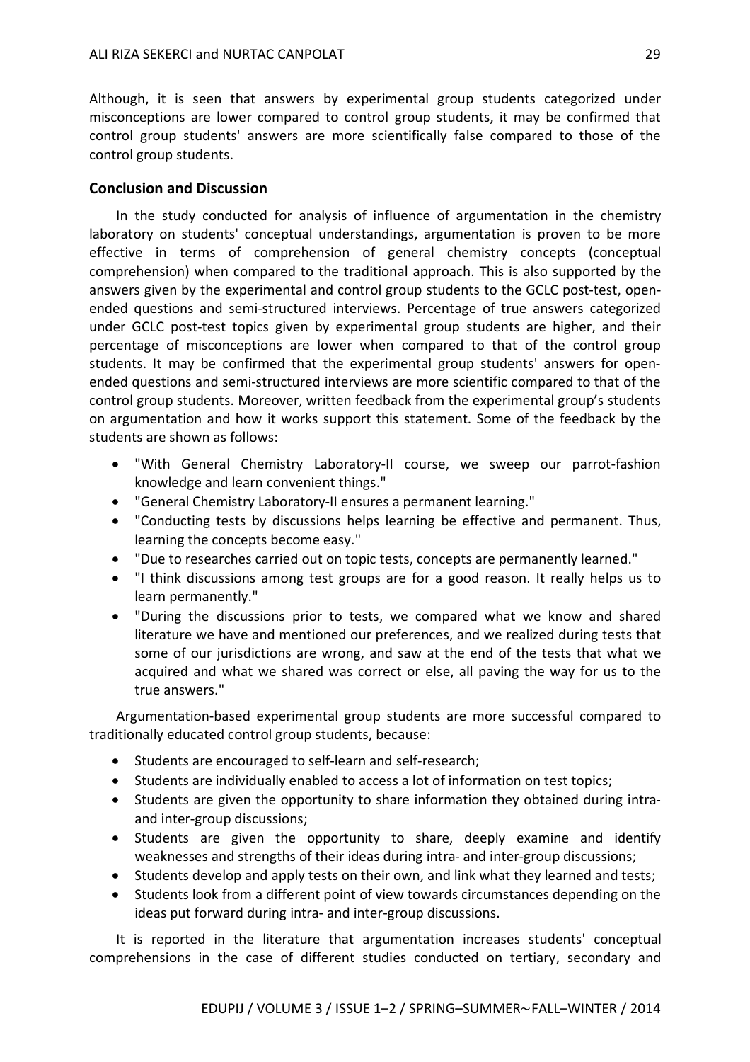Although, it is seen that answers by experimental group students categorized under misconceptions are lower compared to control group students, it may be confirmed that control group students' answers are more scientifically false compared to those of the control group students.

## Conclusion and Discussion

In the study conducted for analysis of influence of argumentation in the chemistry laboratory on students' conceptual understandings, argumentation is proven to be more effective in terms of comprehension of general chemistry concepts (conceptual comprehension) when compared to the traditional approach. This is also supported by the answers given by the experimental and control group students to the GCLC post-test, open-ended questions and semi-structured interviews. Percentage of true answers categorized under GCLC post-test topics given by experimental group students are higher, and their percentage of misconceptions are lower when compared to that of the control group students. It may be confirmed that the experimental group students' answers for open-ended questions and semi-structured interviews are more scientific compared to that of the control group students. Moreover, written feedback from the experimental group's students on argumentation and how it works support this statement. Some of the feedback by the students are shown as follows:

- "With General Chemistry Laboratory-II course, we sweep our parrot-fashion knowledge and learn convenient things."
- "General Chemistry Laboratory-II ensures a permanent learning."
- "Conducting tests by discussions helps learning be effective and permanent. Thus, learning the concepts become easy."
- "Due to researches carried out on topic tests, concepts are permanently learned."
- "I think discussions among test groups are for a good reason. It really helps us to learn permanently."
- "During the discussions prior to tests, we compared what we know and shared literature we have and mentioned our preferences, and we realized during tests that some of our jurisdictions are wrong, and saw at the end of the tests that what we acquired and what we shared was correct or else, all paving the way for us to the true answers."

Argumentation-based experimental group students are more successful compared to traditionally educated control group students, because:

- Students are encouraged to self-learn and self-research;
- Students are individually enabled to access a lot of information on test topics;
- Students are given the opportunity to share information they obtained during intra- and inter-group discussions;
- Students are given the opportunity to share, deeply examine and identify weaknesses and strengths of their ideas during intra- and inter-group discussions;
- Students develop and apply tests on their own, and link what they learned and tests;
- Students look from a different point of view towards circumstances depending on the ideas put forward during intra- and inter-group discussions.

It is reported in the literature that argumentation increases students' conceptual comprehensions in the case of different studies conducted on tertiary, secondary and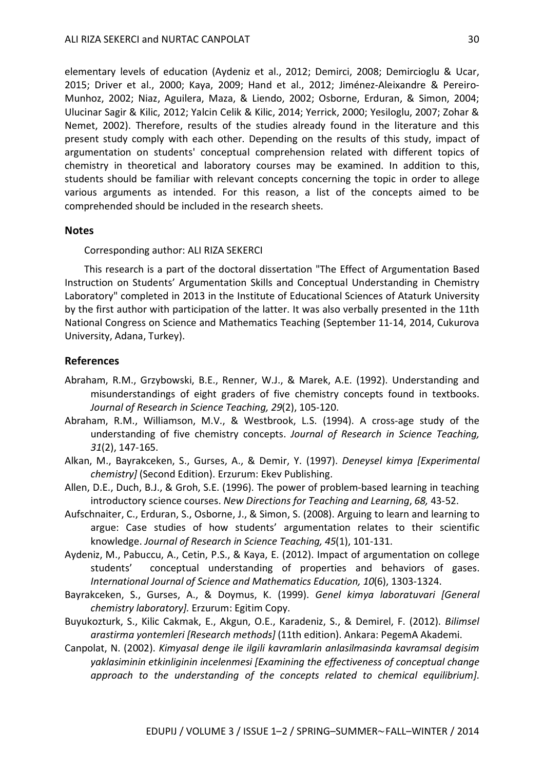elementary levels of education (Aydeniz et al., 2012; Demirci, 2008; Demircioglu & Ucar, 2015; Driver et al., 2000; Kaya, 2009; Hand et al., 2012; Jiménez-Aleixandre & Pereiro-Munhoz, 2002; Niaz, Aguilera, Maza, & Liendo, 2002; Osborne, Erduran, & Simon, 2004; Ulucinar Sagir & Kilic, 2012; Yalcin Celik & Kilic, 2014; Yerrick, 2000; Yesiloglu, 2007; Zohar & Nemet, 2002). Therefore, results of the studies already found in the literature and this present study comply with each other. Depending on the results of this study, impact of argumentation on students' conceptual comprehension related with different topics of chemistry in theoretical and laboratory courses may be examined. In addition to this, students should be familiar with relevant concepts concerning the topic in order to allege various arguments as intended. For this reason, a list of the concepts aimed to be comprehended should be included in the research sheets.

## Notes

Corresponding author: ALI RIZA SEKERCI

This research is a part of the doctoral dissertation "The Effect of Argumentation Based Instruction on Students' Argumentation Skills and Conceptual Understanding in Chemistry Laboratory" completed in 2013 in the Institute of Educational Sciences of Ataturk University by the first author with participation of the latter. It was also verbally presented in the 11th National Congress on Science and Mathematics Teaching (September 11-14, 2014, Cukurova University, Adana, Turkey).

## References

Abraham, R.M., Grzybowski, B.E., Renner, W.J., & Marek, A.E. (1992). Understanding and misunderstandings of eight graders of five chemistry concepts found in textbooks. *Journal of Research in Science Teaching, 29*(2), 105-120.

Abraham, R.M., Williamson, M.V., & Westbrook, L.S. (1994). A cross-age study of the understanding of five chemistry concepts. *Journal of Research in Science Teaching, 31*(2), 147-165.

Alkan, M., Bayrakceken, S., Gurses, A., & Demir, Y. (1997). *Deneysel kimya [Experimental chemistry]* (Second Edition). Erzurum: Ekev Publishing.

Allen, D.E., Duch, B.J., & Groh, S.E. (1996). The power of problem-based learning in teaching introductory science courses. *New Directions for Teaching and Learning*, *68,* 43-52.

Aufschnaiter, C., Erduran, S., Osborne, J., & Simon, S. (2008). Arguing to learn and learning to argue: Case studies of how students' argumentation relates to their scientific knowledge. *Journal of Research in Science Teaching, 45*(1), 101-131.

Aydeniz, M., Pabuccu, A., Cetin, P.S., & Kaya, E. (2012). Impact of argumentation on college students' conceptual understanding of properties and behaviors of gases. *International Journal of Science and Mathematics Education, 10*(6), 1303-1324.

Bayrakceken, S., Gurses, A., & Doymus, K. (1999). *Genel kimya laboratuvari [General chemistry laboratory].* Erzurum: Egitim Copy.

Buyukozturk, S., Kilic Cakmak, E., Akgun, O.E., Karadeniz, S., & Demirel, F. (2012). *Bilimsel arastirma yontemleri [Research methods]* (11th edition). Ankara: PegemA Akademi.

Canpolat, N. (2002). *Kimyasal denge ile ilgili kavramlarin anlasilmasinda kavramsal degisim yaklasiminin etkinliginin incelenmesi [Examining the effectiveness of conceptual change approach to the understanding of the concepts related to chemical equilibrium]*.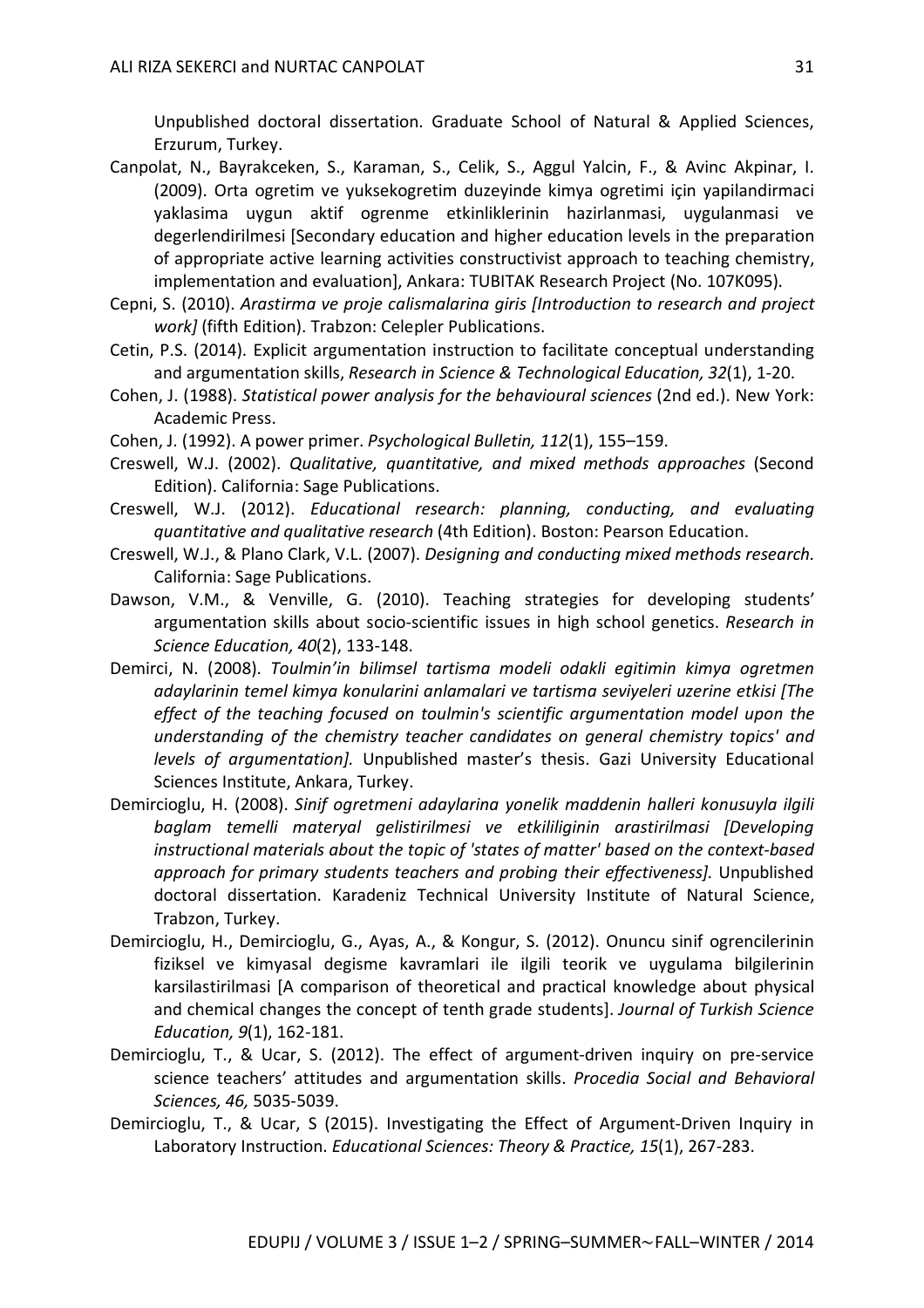Unpublished doctoral dissertation. Graduate School of Natural & Applied Sciences, Erzurum, Turkey.

Canpolat, N., Bayrakceken, S., Karaman, S., Celik, S., Aggul Yalcin, F., & Avinc Akpinar, I. (2009). Orta ogretim ve yuksekogretim duzeyinde kimya ogretimi için yapilandirmaci yaklasima uygun aktif ogrenme etkinliklerinin hazirlanmasi, uygulanmasi ve degerlendirilmesi [Secondary education and higher education levels in the preparation of appropriate active learning activities constructivist approach to teaching chemistry, implementation and evaluation], Ankara: TUBITAK Research Project (No. 107K095).

Cepni, S. (2010). *Arastirma ve proje calismalarina giris [Introduction to research and project work]* (fifth Edition). Trabzon: Celepler Publications.

Cetin, P.S. (2014). Explicit argumentation instruction to facilitate conceptual understanding and argumentation skills, *Research in Science & Technological Education, 32*(1), 1-20.

Cohen, J. (1988). *Statistical power analysis for the behavioural sciences* (2nd ed.). New York: Academic Press.

Cohen, J. (1992). A power primer. *Psychological Bulletin, 112*(1), 155–159.

Creswell, W.J. (2002). *Qualitative, quantitative, and mixed methods approaches* (Second Edition). California: Sage Publications.

Creswell, W.J. (2012). *Educational research: planning, conducting, and evaluating quantitative and qualitative research* (4th Edition). Boston: Pearson Education.

Creswell, W.J., & Plano Clark, V.L. (2007). *Designing and conducting mixed methods research.* California: Sage Publications.

Dawson, V.M., & Venville, G. (2010). Teaching strategies for developing students' argumentation skills about socio-scientific issues in high school genetics. *Research in Science Education, 40*(2), 133-148.

Demirci, N. (2008). *Toulmin'in bilimsel tartisma modeli odakli egitimin kimya ogretmen adaylarinin temel kimya konularini anlamalari ve tartisma seviyeleri uzerine etkisi [The effect of the teaching focused on toulmin's scientific argumentation model upon the understanding of the chemistry teacher candidates on general chemistry topics' and levels of argumentation].* Unpublished master's thesis. Gazi University Educational Sciences Institute, Ankara, Turkey.

Demircioglu, H. (2008). *Sinif ogretmeni adaylarina yonelik maddenin halleri konusuyla ilgili baglam temelli materyal gelistirilmesi ve etkililiginin arastirilmasi [Developing instructional materials about the topic of 'states of matter' based on the context-based approach for primary students teachers and probing their effectiveness].* Unpublished doctoral dissertation. Karadeniz Technical University Institute of Natural Science, Trabzon, Turkey.

Demircioglu, H., Demircioglu, G., Ayas, A., & Kongur, S. (2012). Onuncu sinif ogrencilerinin fiziksel ve kimyasal degisme kavramlari ile ilgili teorik ve uygulama bilgilerinin karsilastirilmasi [A comparison of theoretical and practical knowledge about physical and chemical changes the concept of tenth grade students]. *Journal of Turkish Science Education, 9*(1), 162-181.

Demircioglu, T., & Ucar, S. (2012). The effect of argument-driven inquiry on pre-service science teachers' attitudes and argumentation skills. *Procedia Social and Behavioral Sciences, 46,* 5035-5039.

Demircioglu, T., & Ucar, S (2015). Investigating the Effect of Argument-Driven Inquiry in Laboratory Instruction. *Educational Sciences: Theory & Practice, 15*(1), 267-283.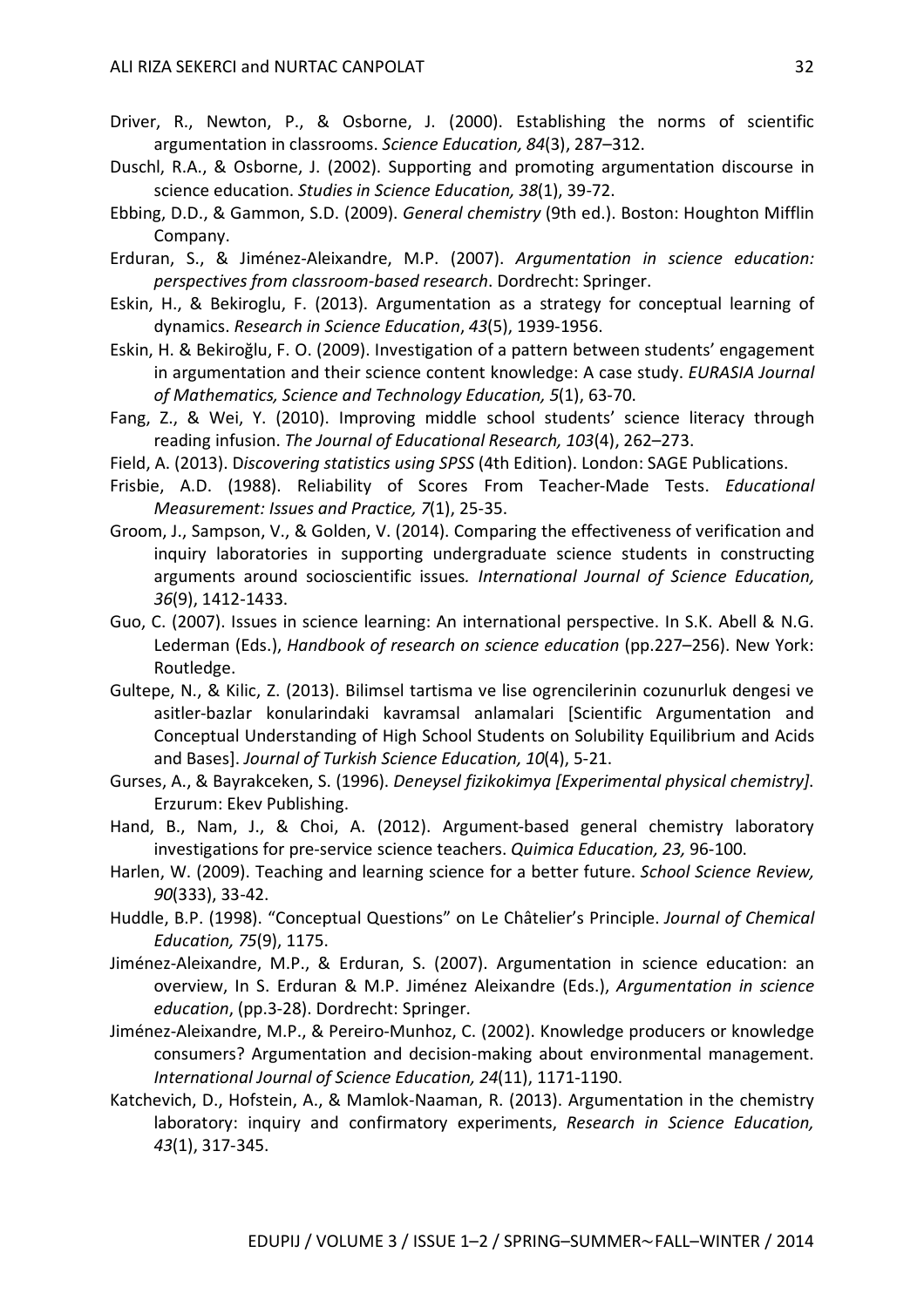Driver, R., Newton, P., & Osborne, J. (2000). Establishing the norms of scientific argumentation in classrooms. *Science Education, 84*(3), 287–312.

Duschl, R.A., & Osborne, J. (2002). Supporting and promoting argumentation discourse in science education. *Studies in Science Education, 38*(1), 39-72.

Ebbing, D.D., & Gammon, S.D. (2009). *General chemistry* (9th ed.). Boston: Houghton Mifflin Company.

Erduran, S., & Jiménez-Aleixandre, M.P. (2007). *Argumentation in science education: perspectives from classroom-based research*. Dordrecht: Springer.

Eskin, H., & Bekiroglu, F. (2013). Argumentation as a strategy for conceptual learning of dynamics. *Research in Science Education*, *43*(5), 1939-1956.

Eskin, H. & Bekiroğlu, F. O. (2009). Investigation of a pattern between students' engagement in argumentation and their science content knowledge: A case study. *EURASIA Journal of Mathematics, Science and Technology Education, 5*(1), 63-70.

Fang, Z., & Wei, Y. (2010). Improving middle school students' science literacy through reading infusion. *The Journal of Educational Research, 103*(4), 262–273.

Field, A. (2013). D*iscovering statistics using SPSS* (4th Edition). London: SAGE Publications.

Frisbie, A.D. (1988). Reliability of Scores From Teacher-Made Tests. *Educational Measurement: Issues and Practice, 7*(1), 25-35.

Groom, J., Sampson, V., & Golden, V. (2014). Comparing the effectiveness of verification and inquiry laboratories in supporting undergraduate science students in constructing arguments around socioscientific issues*. International Journal of Science Education, 36*(9), 1412-1433.

Guo, C. (2007). Issues in science learning: An international perspective. In S.K. Abell & N.G. Lederman (Eds.), *Handbook of research on science education* (pp.227–256). New York: Routledge.

Gultepe, N., & Kilic, Z. (2013). Bilimsel tartisma ve lise ogrencilerinin cozunurluk dengesi ve asitler-bazlar konularindaki kavramsal anlamalari [Scientific Argumentation and Conceptual Understanding of High School Students on Solubility Equilibrium and Acids and Bases]. *Journal of Turkish Science Education, 10*(4), 5-21.

Gurses, A., & Bayrakceken, S. (1996). *Deneysel fizikokimya [Experimental physical chemistry]*. Erzurum: Ekev Publishing.

Hand, B., Nam, J., & Choi, A. (2012). Argument-based general chemistry laboratory investigations for pre-service science teachers. *Quimica Education, 23,* 96-100.

Harlen, W. (2009). Teaching and learning science for a better future. *School Science Review, 90*(333), 33-42.

Huddle, B.P. (1998). "Conceptual Questions" on Le Châtelier's Principle. *Journal of Chemical Education, 75*(9), 1175.

Jiménez-Aleixandre, M.P., & Erduran, S. (2007). Argumentation in science education: an overview, In S. Erduran & M.P. Jiménez Aleixandre (Eds.), *Argumentation in science education*, (pp.3-28). Dordrecht: Springer.

Jiménez-Aleixandre, M.P., & Pereiro-Munhoz, C. (2002). Knowledge producers or knowledge consumers? Argumentation and decision-making about environmental management. *International Journal of Science Education, 24*(11), 1171-1190.

Katchevich, D., Hofstein, A., & Mamlok-Naaman, R. (2013). Argumentation in the chemistry laboratory: inquiry and confirmatory experiments, *Research in Science Education, 43*(1), 317-345.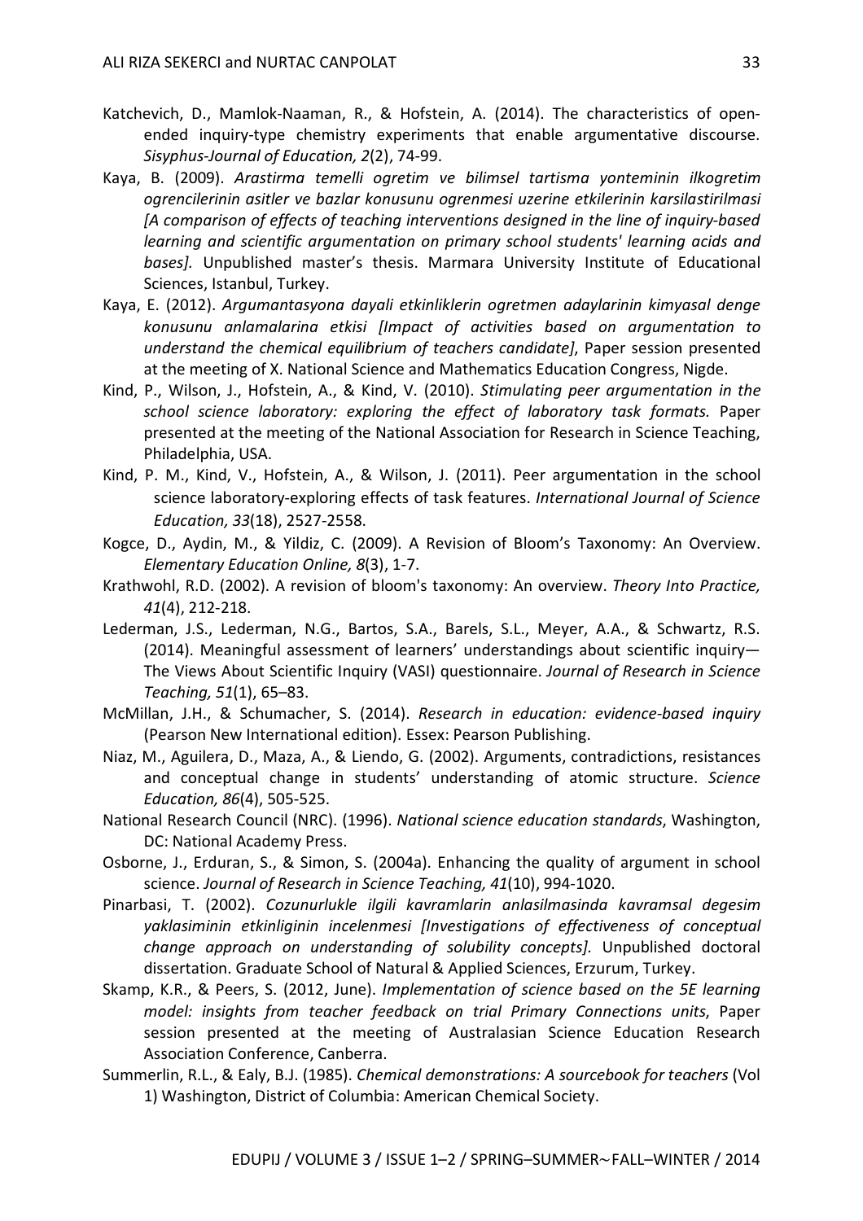Katchevich, D., Mamlok-Naaman, R., & Hofstein, A. (2014). The characteristics of open-ended inquiry-type chemistry experiments that enable argumentative discourse. *Sisyphus-Journal of Education, 2*(2), 74-99.

Kaya, B. (2009). *Arastirma temelli ogretim ve bilimsel tartisma yonteminin ilkogretim ogrencilerinin asitler ve bazlar konusunu ogrenmesi uzerine etkilerinin karsilastirilmasi [A comparison of effects of teaching interventions designed in the line of inquiry-based learning and scientific argumentation on primary school students' learning acids and bases].* Unpublished master's thesis. Marmara University Institute of Educational Sciences, Istanbul, Turkey.

Kaya, E. (2012). *Argumantasyona dayali etkinliklerin ogretmen adaylarinin kimyasal denge konusunu anlamalarina etkisi [Impact of activities based on argumentation to understand the chemical equilibrium of teachers candidate]*, Paper session presented at the meeting of X. National Science and Mathematics Education Congress, Nigde.

Kind, P., Wilson, J., Hofstein, A., & Kind, V. (2010). *Stimulating peer argumentation in the school science laboratory: exploring the effect of laboratory task formats.* Paper presented at the meeting of the National Association for Research in Science Teaching, Philadelphia, USA.

Kind, P. M., Kind, V., Hofstein, A., & Wilson, J. (2011). Peer argumentation in the school science laboratory-exploring effects of task features. *International Journal of Science Education, 33*(18), 2527-2558.

Kogce, D., Aydin, M., & Yildiz, C. (2009). A Revision of Bloom's Taxonomy: An Overview. *Elementary Education Online, 8*(3), 1-7.

Krathwohl, R.D. (2002). A revision of bloom's taxonomy: An overview. *Theory Into Practice, 41*(4), 212-218.

Lederman, J.S., Lederman, N.G., Bartos, S.A., Barels, S.L., Meyer, A.A., & Schwartz, R.S. (2014). Meaningful assessment of learners' understandings about scientific inquiry—The Views About Scientific Inquiry (VASI) questionnaire. *Journal of Research in Science Teaching, 51*(1), 65–83.

McMillan, J.H., & Schumacher, S. (2014). *Research in education: evidence-based inquiry* (Pearson New International edition). Essex: Pearson Publishing.

Niaz, M., Aguilera, D., Maza, A., & Liendo, G. (2002). Arguments, contradictions, resistances and conceptual change in students' understanding of atomic structure. *Science Education, 86*(4), 505-525.

National Research Council (NRC). (1996). *National science education standards*, Washington, DC: National Academy Press.

Osborne, J., Erduran, S., & Simon, S. (2004a). Enhancing the quality of argument in school science. *Journal of Research in Science Teaching, 41*(10), 994-1020.

Pinarbasi, T. (2002). *Cozunurlukle ilgili kavramlarin anlasilmasinda kavramsal degesim yaklasiminin etkinliginin incelenmesi [Investigations of effectiveness of conceptual change approach on understanding of solubility concepts].* Unpublished doctoral dissertation. Graduate School of Natural & Applied Sciences, Erzurum, Turkey.

Skamp, K.R., & Peers, S. (2012, June). *Implementation of science based on the 5E learning model: insights from teacher feedback on trial Primary Connections units*, Paper session presented at the meeting of Australasian Science Education Research Association Conference, Canberra.

Summerlin, R.L., & Ealy, B.J. (1985). *Chemical demonstrations: A sourcebook for teachers* (Vol 1) Washington, District of Columbia: American Chemical Society.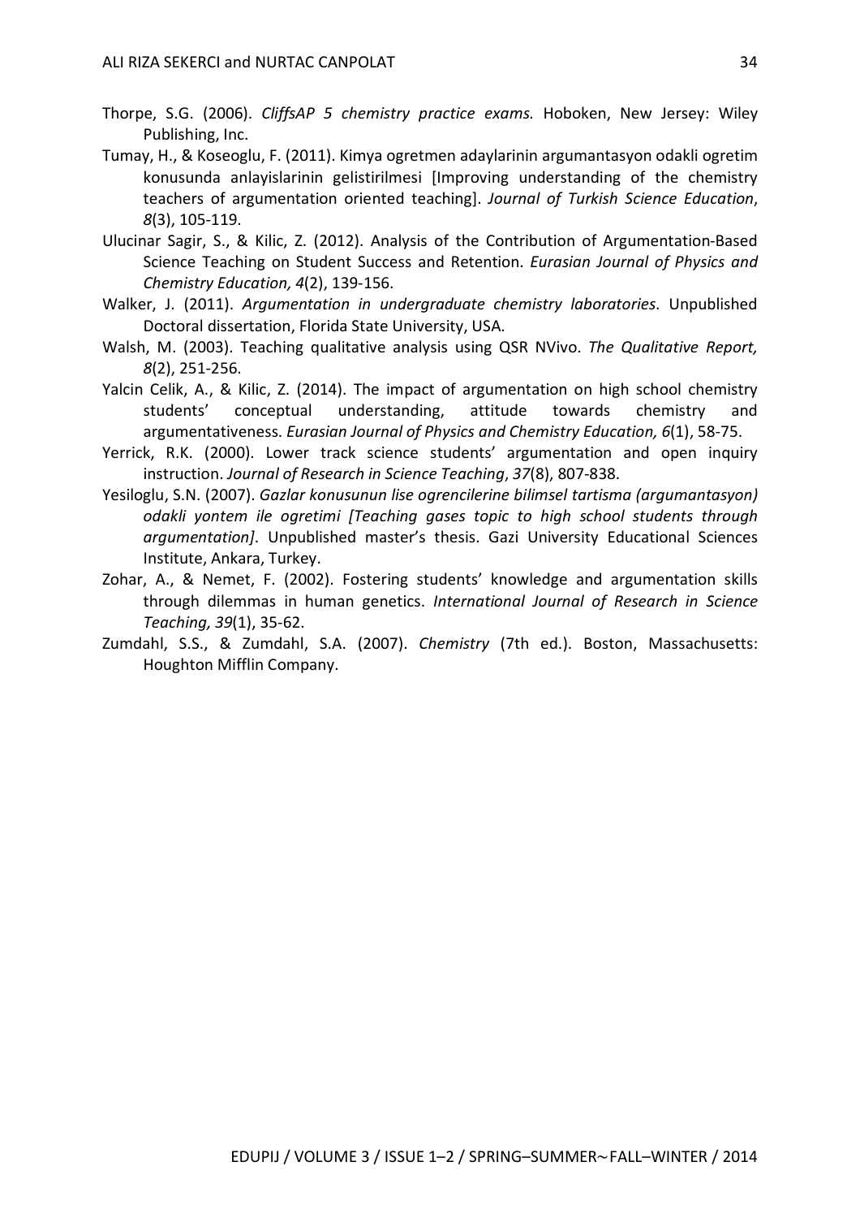Thorpe, S.G. (2006). *CliffsAP 5 chemistry practice exams.* Hoboken, New Jersey: Wiley Publishing, Inc.

Tumay, H., & Koseoglu, F. (2011). Kimya ogretmen adaylarinin argumantasyon odakli ogretim konusunda anlayislarinin gelistirilmesi [Improving understanding of the chemistry teachers of argumentation oriented teaching]. *Journal of Turkish Science Education*, *8*(3), 105-119.

Ulucinar Sagir, S., & Kilic, Z. (2012). Analysis of the Contribution of Argumentation-Based Science Teaching on Student Success and Retention. *Eurasian Journal of Physics and Chemistry Education, 4*(2), 139-156.

Walker, J. (2011). *Argumentation in undergraduate chemistry laboratories*. Unpublished Doctoral dissertation, Florida State University, USA.

Walsh, M. (2003). Teaching qualitative analysis using QSR NVivo. *The Qualitative Report, 8*(2), 251-256.

Yalcin Celik, A., & Kilic, Z. (2014). The impact of argumentation on high school chemistry students' conceptual understanding, attitude towards chemistry and argumentativeness. *Eurasian Journal of Physics and Chemistry Education, 6*(1), 58-75.

Yerrick, R.K. (2000). Lower track science students' argumentation and open inquiry instruction. *Journal of Research in Science Teaching*, *37*(8), 807-838.

Yesiloglu, S.N. (2007). *Gazlar konusunun lise ogrencilerine bilimsel tartisma (argumantasyon) odakli yontem ile ogretimi [Teaching gases topic to high school students through argumentation]*. Unpublished master's thesis. Gazi University Educational Sciences Institute, Ankara, Turkey.

Zohar, A., & Nemet, F. (2002). Fostering students' knowledge and argumentation skills through dilemmas in human genetics. *International Journal of Research in Science Teaching, 39*(1), 35-62.

Zumdahl, S.S., & Zumdahl, S.A. (2007). *Chemistry* (7th ed.). Boston, Massachusetts: Houghton Mifflin Company.